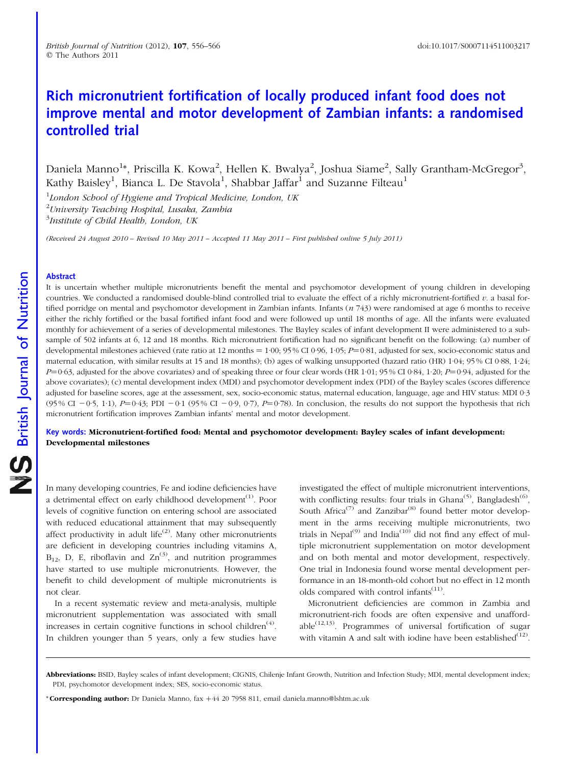# Rich micronutrient fortification of locally produced infant food does not improve mental and motor development of Zambian infants: a randomised controlled trial

Daniela Manno[1]*, Priscilla K. Kowa[2], Hellen K. Bwalya[2], Joshua Siame[2], Sally Grantham-McGregor[3], Kathy Baisley[1], Bianca L. De Stavola[1], Shabbar Jaffar[1] and Suzanne Filteau[1]

[1]*London School of Hygiene and Tropical Medicine, London, UK*
[2]*University Teaching Hospital, Lusaka, Zambia*
[3]*Institute of Child Health, London, UK*

*(Received 24 August 2010 – Revised 10 May 2011 – Accepted 11 May 2011 – First published online 5 July 2011)*

## Abstract

It is uncertain whether multiple micronutrients benefit the mental and psychomotor development of young children in developing countries. We conducted a randomised double-blind controlled trial to evaluate the effect of a richly micronutrient-fortified *v.* a basal fortified porridge on mental and psychomotor development in Zambian infants. Infants (*n* 743) were randomised at age 6 months to receive either the richly fortified or the basal fortified infant food and were followed up until 18 months of age. All the infants were evaluated monthly for achievement of a series of developmental milestones. The Bayley scales of infant development II were administered to a subsample of 502 infants at 6, 12 and 18 months. Rich micronutrient fortification had no significant benefit on the following: (a) number of developmental milestones achieved (rate ratio at 12 months = 1·00; 95 % CI 0·96, 1·05; $P=0·81$, adjusted for sex, socio-economic status and maternal education, with similar results at 15 and 18 months); (b) ages of walking unsupported (hazard ratio (HR) 1·04; 95 % CI 0·88, 1·24; $P=0·63$, adjusted for the above covariates) and of speaking three or four clear words (HR 1·01; 95 % CI 0·84, 1·20; $P=0·94$, adjusted for the above covariates); (c) mental development index (MDI) and psychomotor development index (PDI) of the Bayley scales (scores difference adjusted for baseline scores, age at the assessment, sex, socio-economic status, maternal education, language, age and HIV status: MDI 0·3 (95 % CI −0·5, 1·1), $P=0·43$; PDI −0·1 (95 % CI −0·9, 0·7), $P=0·78$). In conclusion, the results do not support the hypothesis that rich micronutrient fortification improves Zambian infants' mental and motor development.

**Key words: Micronutrient-fortified food: Mental and psychomotor development: Bayley scales of infant development: Developmental milestones**

In many developing countries, Fe and iodine deficiencies have a detrimental effect on early childhood development[1]. Poor levels of cognitive function on entering school are associated with reduced educational attainment that may subsequently affect productivity in adult life[2]. Many other micronutrients are deficient in developing countries including vitamins A, $B_{12}$, D, E, riboflavin and Zn[3], and nutrition programmes have started to use multiple micronutrients. However, the benefit to child development of multiple micronutrients is not clear.

In a recent systematic review and meta-analysis, multiple micronutrient supplementation was associated with small increases in certain cognitive functions in school children[4]. In children younger than 5 years, only a few studies have investigated the effect of multiple micronutrient interventions, with conflicting results: four trials in Ghana[5], Bangladesh[6], South Africa[7] and Zanzibar[8] found better motor development in the arms receiving multiple micronutrients, two trials in Nepal[9] and India[10] did not find any effect of multiple micronutrient supplementation on motor development and on both mental and motor development, respectively. One trial in Indonesia found worse mental development performance in an 18-month-old cohort but no effect in 12 month olds compared with control infants[11].

Micronutrient deficiencies are common in Zambia and micronutrient-rich foods are often expensive and unaffordable[12,13]. Programmes of universal fortification of sugar with vitamin A and salt with iodine have been established[12].

**Abbreviations:** BSID, Bayley scales of infant development; CIGNIS, Chilenje Infant Growth, Nutrition and Infection Study; MDI, mental development index; PDI, psychomotor development index; SES, socio-economic status.

***Corresponding author:** Dr Daniela Manno, fax +44 20 7958 811, email daniela.manno@lshtm.ac.uk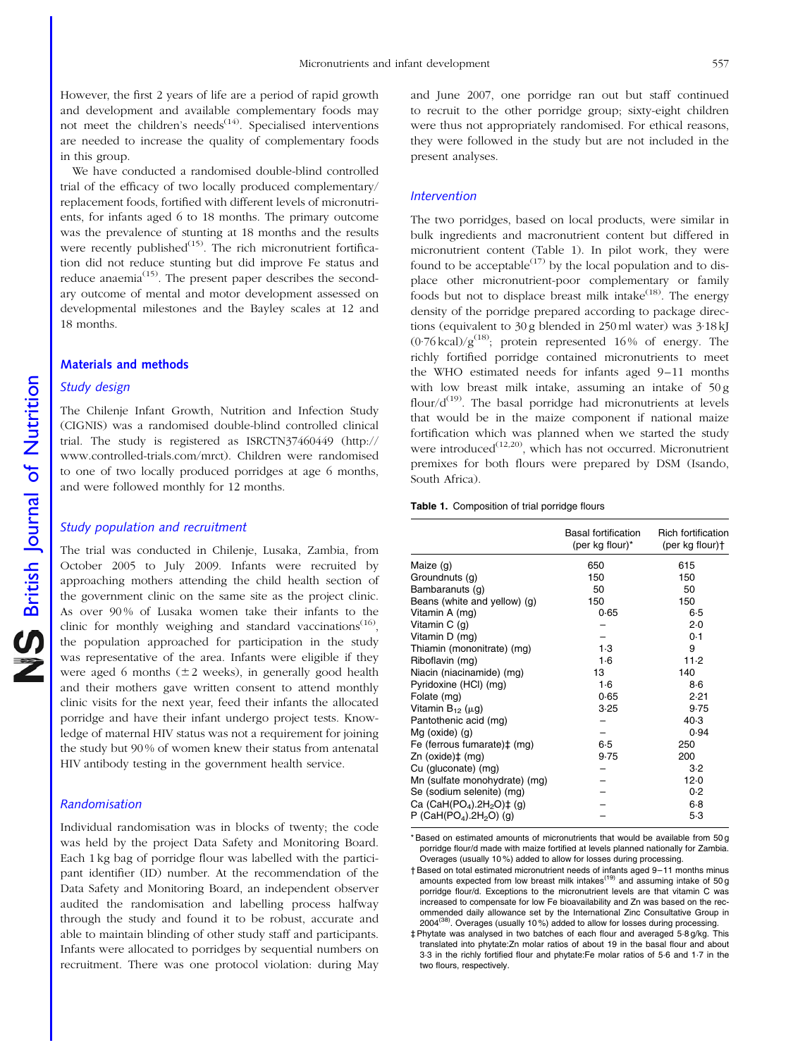However, the first 2 years of life are a period of rapid growth and development and available complementary foods may not meet the children's needs[14]. Specialised interventions are needed to increase the quality of complementary foods in this group.

We have conducted a randomised double-blind controlled trial of the efficacy of two locally produced complementary/replacement foods, fortified with different levels of micronutrients, for infants aged 6 to 18 months. The primary outcome was the prevalence of stunting at 18 months and the results were recently published[15]. The rich micronutrient fortification did not reduce stunting but did improve Fe status and reduce anaemia[15]. The present paper describes the secondary outcome of mental and motor development assessed on developmental milestones and the Bayley scales at 12 and 18 months.

## Materials and methods

### Study design

The Chilenje Infant Growth, Nutrition and Infection Study (CIGNIS) was a randomised double-blind controlled clinical trial. The study is registered as ISRCTN37460449 (http://www.controlled-trials.com/mrct). Children were randomised to one of two locally produced porridges at age 6 months, and were followed monthly for 12 months.

### Study population and recruitment

The trial was conducted in Chilenje, Lusaka, Zambia, from October 2005 to July 2009. Infants were recruited by approaching mothers attending the child health section of the government clinic on the same site as the project clinic. As over 90 % of Lusaka women take their infants to the clinic for monthly weighing and standard vaccinations[16], the population approached for participation in the study was representative of the area. Infants were eligible if they were aged 6 months ($\pm$2 weeks), in generally good health and their mothers gave written consent to attend monthly clinic visits for the next year, feed their infants the allocated porridge and have their infant undergo project tests. Knowledge of maternal HIV status was not a requirement for joining the study but 90 % of women knew their status from antenatal HIV antibody testing in the government health service.

### Randomisation

Individual randomisation was in blocks of twenty; the code was held by the project Data Safety and Monitoring Board. Each 1 kg bag of porridge flour was labelled with the participant identifier (ID) number. At the recommendation of the Data Safety and Monitoring Board, an independent observer audited the randomisation and labelling process halfway through the study and found it to be robust, accurate and able to maintain blinding of other study staff and participants. Infants were allocated to porridges by sequential numbers on recruitment. There was one protocol violation: during May and June 2007, one porridge ran out but staff continued to recruit to the other porridge group; sixty-eight children were thus not appropriately randomised. For ethical reasons, they were followed in the study but are not included in the present analyses.

### Intervention

The two porridges, based on local products, were similar in bulk ingredients and macronutrient content but differed in micronutrient content (Table 1). In pilot work, they were found to be acceptable[17] by the local population and to displace other micronutrient-poor complementary or family foods but not to displace breast milk intake[18]. The energy density of the porridge prepared according to package directions (equivalent to 30 g blended in 250 ml water) was 3·18 kJ (0·76 kcal)/g[18]; protein represented 16 % of energy. The richly fortified porridge contained micronutrients to meet the WHO estimated needs for infants aged 9–11 months with low breast milk intake, assuming an intake of 50 g flour/d[19]. The basal porridge had micronutrients at levels that would be in the maize component if national maize fortification which was planned when we started the study were introduced[12,20], which has not occurred. Micronutrient premixes for both flours were prepared by DSM (Isando, South Africa).

**Table 1.** Composition of trial porridge flours

| | Basal fortification (per kg flour)* | Rich fortification (per kg flour)† |
|---|---|---|
| Maize (g) | 650 | 615 |
| Groundnuts (g) | 150 | 150 |
| Bambaranuts (g) | 50 | 50 |
| Beans (white and yellow) (g) | 150 | 150 |
| Vitamin A (mg) | 0·65 | 6·5 |
| Vitamin C (g) | – | 2·0 |
| Vitamin D (mg) | – | 0·1 |
| Thiamin (mononitrate) (mg) | 1·3 | 9 |
| Riboflavin (mg) | 1·6 | 11·2 |
| Niacin (niacinamide) (mg) | 13 | 140 |
| Pyridoxine (HCl) (mg) | 1·6 | 8·6 |
| Folate (mg) | 0·65 | 2·21 |
| Vitamin $B_{12}$ ($\mu$g) | 3·25 | 9·75 |
| Pantothenic acid (mg) | – | 40·3 |
| Mg (oxide) (g) | – | 0·94 |
| Fe (ferrous fumarate)‡ (mg) | 6·5 | 250 |
| Zn (oxide)‡ (mg) | 9·75 | 200 |
| Cu (gluconate) (mg) | – | 3·2 |
| Mn (sulfate monohydrate) (mg) | – | 12·0 |
| Se (sodium selenite) (mg) | – | 0·2 |
| Ca ($CaH(PO_4).2H_2O$)‡ (g) | – | 6·8 |
| P ($CaH(PO_4).2H_2O$) (g) | – | 5·3 |

\* Based on estimated amounts of micronutrients that would be available from 50 g porridge flour/d made with maize fortified at levels planned nationally for Zambia. Overages (usually 10 %) added to allow for losses during processing.

† Based on total estimated micronutrient needs of infants aged 9–11 months minus amounts expected from low breast milk intakes[19] and assuming intake of 50 g porridge flour/d. Exceptions to the micronutrient levels are that vitamin C was increased to compensate for low Fe bioavailability and Zn was based on the recommended daily allowance set by the International Zinc Consultative Group in 2004[38]. Overages (usually 10 %) added to allow for losses during processing.

‡ Phytate was analysed in two batches of each flour and averaged 5·8 g/kg. This translated into phytate:Zn molar ratios of about 19 in the basal flour and about 3·3 in the richly fortified flour and phytate:Fe molar ratios of 5·6 and 1·7 in the two flours, respectively.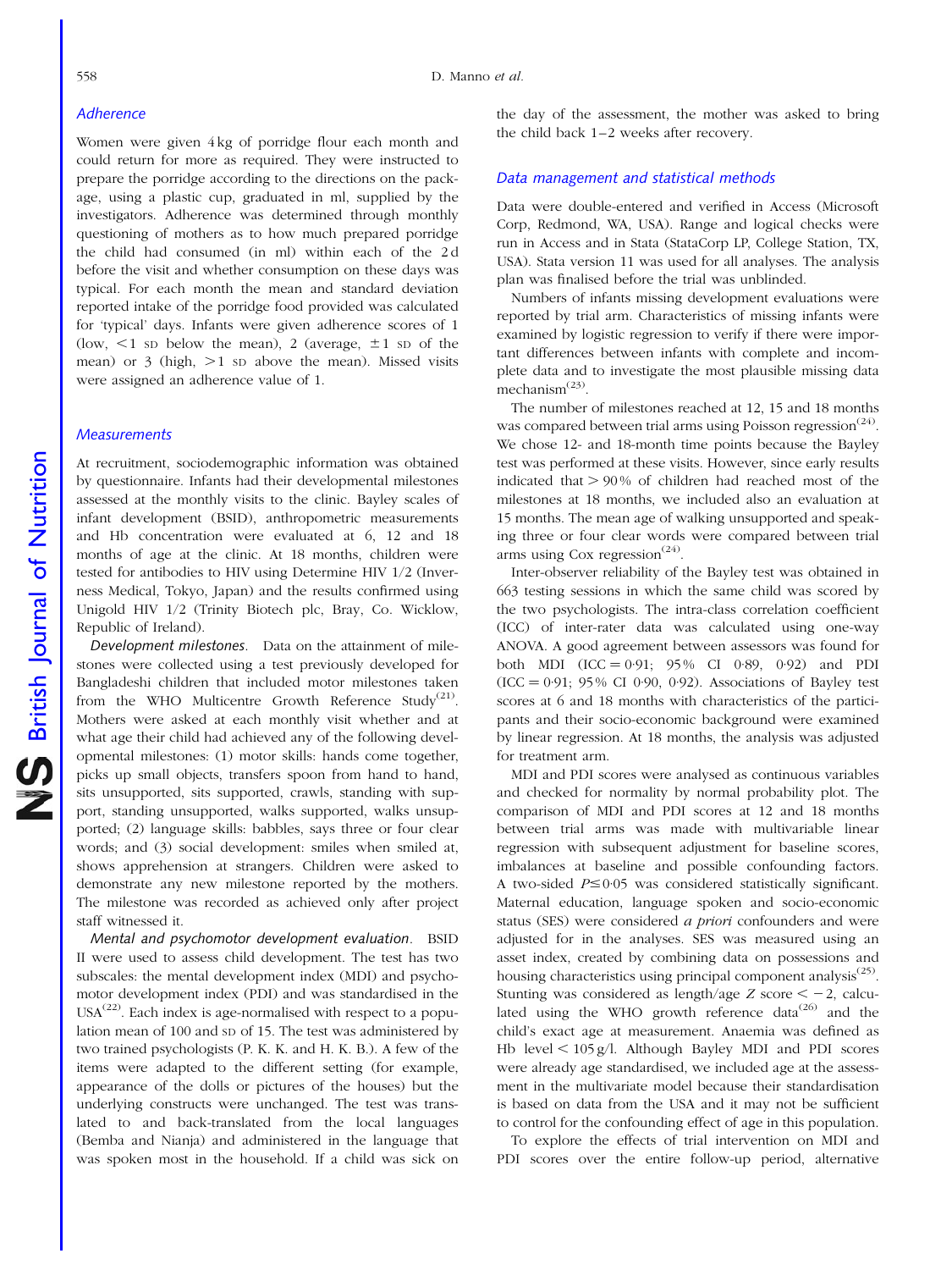### Adherence

Women were given 4 kg of porridge flour each month and could return for more as required. They were instructed to prepare the porridge according to the directions on the package, using a plastic cup, graduated in ml, supplied by the investigators. Adherence was determined through monthly questioning of mothers as to how much prepared porridge the child had consumed (in ml) within each of the 2 d before the visit and whether consumption on these days was typical. For each month the mean and standard deviation reported intake of the porridge food provided was calculated for 'typical' days. Infants were given adherence scores of 1 (low, < 1 SD below the mean), 2 (average, ± 1 SD of the mean) or 3 (high, > 1 SD above the mean). Missed visits were assigned an adherence value of 1.

### Measurements

At recruitment, sociodemographic information was obtained by questionnaire. Infants had their developmental milestones assessed at the monthly visits to the clinic. Bayley scales of infant development (BSID), anthropometric measurements and Hb concentration were evaluated at 6, 12 and 18 months of age at the clinic. At 18 months, children were tested for antibodies to HIV using Determine HIV 1/2 (Inverness Medical, Tokyo, Japan) and the results confirmed using Unigold HIV 1/2 (Trinity Biotech plc, Bray, Co. Wicklow, Republic of Ireland).

*Development milestones*. Data on the attainment of milestones were collected using a test previously developed for Bangladeshi children that included motor milestones taken from the WHO Multicentre Growth Reference Study[21]. Mothers were asked at each monthly visit whether and at what age their child had achieved any of the following developmental milestones: (1) motor skills: hands come together, picks up small objects, transfers spoon from hand to hand, sits unsupported, sits supported, crawls, standing with support, standing unsupported, walks supported, walks unsupported; (2) language skills: babbles, says three or four clear words; and (3) social development: smiles when smiled at, shows apprehension at strangers. Children were asked to demonstrate any new milestone reported by the mothers. The milestone was recorded as achieved only after project staff witnessed it.

*Mental and psychomotor development evaluation*. BSID II were used to assess child development. The test has two subscales: the mental development index (MDI) and psychomotor development index (PDI) and was standardised in the USA[22]. Each index is age-normalised with respect to a population mean of 100 and SD of 15. The test was administered by two trained psychologists (P. K. K. and H. K. B.). A few of the items were adapted to the different setting (for example, appearance of the dolls or pictures of the houses) but the underlying constructs were unchanged. The test was translated to and back-translated from the local languages (Bemba and Nianja) and administered in the language that was spoken most in the household. If a child was sick on the day of the assessment, the mother was asked to bring the child back 1–2 weeks after recovery.

### Data management and statistical methods

Data were double-entered and verified in Access (Microsoft Corp, Redmond, WA, USA). Range and logical checks were run in Access and in Stata (StataCorp LP, College Station, TX, USA). Stata version 11 was used for all analyses. The analysis plan was finalised before the trial was unblinded.

Numbers of infants missing development evaluations were reported by trial arm. Characteristics of missing infants were examined by logistic regression to verify if there were important differences between infants with complete and incomplete data and to investigate the most plausible missing data mechanism[23].

The number of milestones reached at 12, 15 and 18 months was compared between trial arms using Poisson regression[24]. We chose 12- and 18-month time points because the Bayley test was performed at these visits. However, since early results indicated that > 90 % of children had reached most of the milestones at 18 months, we included also an evaluation at 15 months. The mean age of walking unsupported and speaking three or four clear words were compared between trial arms using Cox regression[24].

Inter-observer reliability of the Bayley test was obtained in 663 testing sessions in which the same child was scored by the two psychologists. The intra-class correlation coefficient (ICC) of inter-rater data was calculated using one-way ANOVA. A good agreement between assessors was found for both MDI (ICC = 0·91; 95 % CI 0·89, 0·92) and PDI (ICC = 0·91; 95 % CI 0·90, 0·92). Associations of Bayley test scores at 6 and 18 months with characteristics of the participants and their socio-economic background were examined by linear regression. At 18 months, the analysis was adjusted for treatment arm.

MDI and PDI scores were analysed as continuous variables and checked for normality by normal probability plot. The comparison of MDI and PDI scores at 12 and 18 months between trial arms was made with multivariable linear regression with subsequent adjustment for baseline scores, imbalances at baseline and possible confounding factors. A two-sided $P \leq 0·05$ was considered statistically significant. Maternal education, language spoken and socio-economic status (SES) were considered *a priori* confounders and were adjusted for in the analyses. SES was measured using an asset index, created by combining data on possessions and housing characteristics using principal component analysis[25]. Stunting was considered as length/age Z score < −2, calculated using the WHO growth reference data[26] and the child's exact age at measurement. Anaemia was defined as Hb level < 105 g/l. Although Bayley MDI and PDI scores were already age standardised, we included age at the assessment in the multivariate model because their standardisation is based on data from the USA and it may not be sufficient to control for the confounding effect of age in this population.

To explore the effects of trial intervention on MDI and PDI scores over the entire follow-up period, alternative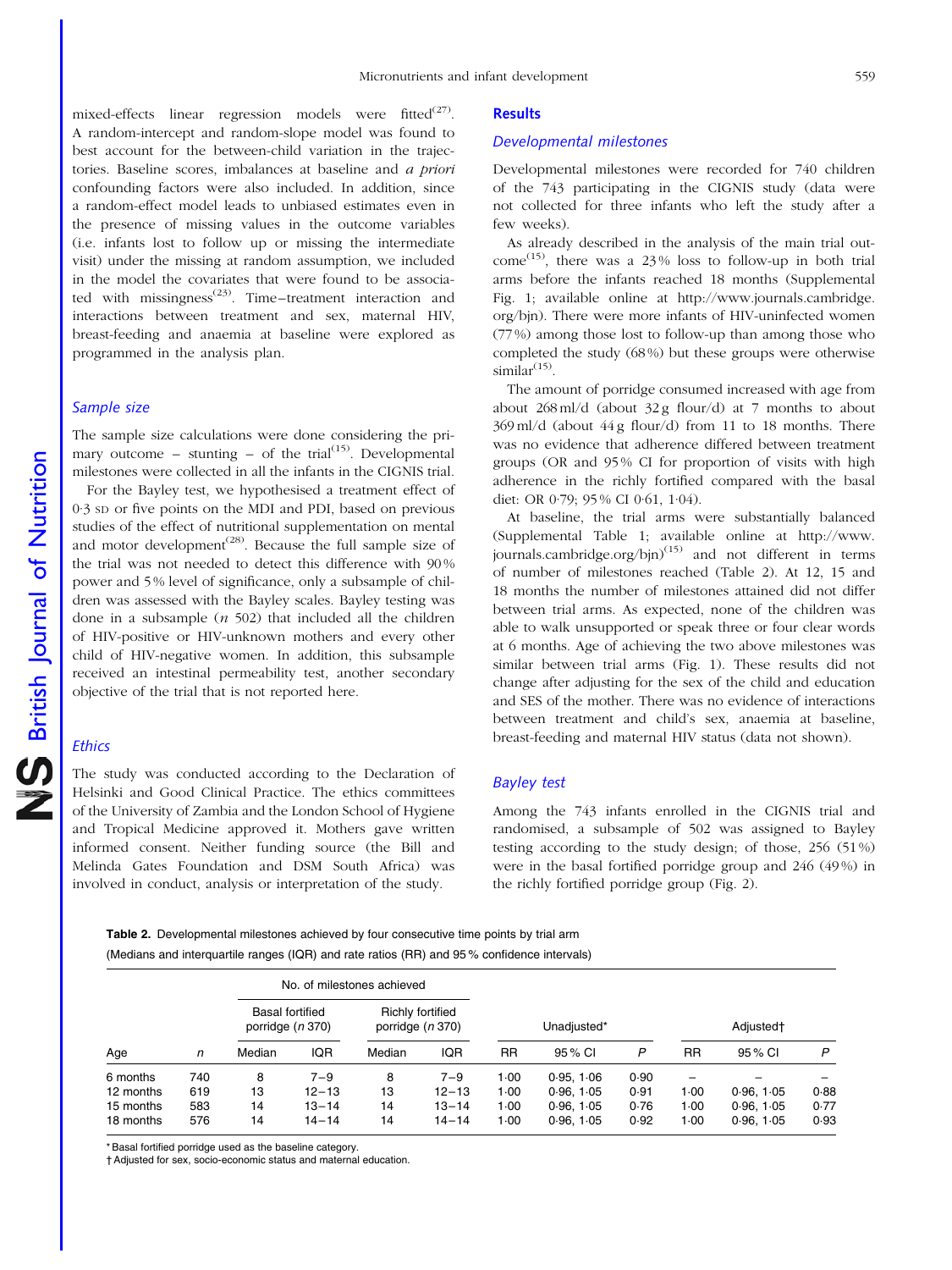mixed-effects linear regression models were fitted[27]. A random-intercept and random-slope model was found to best account for the between-child variation in the trajectories. Baseline scores, imbalances at baseline and *a priori* confounding factors were also included. In addition, since a random-effect model leads to unbiased estimates even in the presence of missing values in the outcome variables (i.e. infants lost to follow up or missing the intermediate visit) under the missing at random assumption, we included in the model the covariates that were found to be associated with missingness[23]. Time–treatment interaction and interactions between treatment and sex, maternal HIV, breast-feeding and anaemia at baseline were explored as programmed in the analysis plan.

### *Sample size*

The sample size calculations were done considering the primary outcome – stunting – of the trial[15]. Developmental milestones were collected in all the infants in the CIGNIS trial.

For the Bayley test, we hypothesised a treatment effect of 0·3 SD or five points on the MDI and PDI, based on previous studies of the effect of nutritional supplementation on mental and motor development[28]. Because the full sample size of the trial was not needed to detect this difference with 90 % power and 5 % level of significance, only a subsample of children was assessed with the Bayley scales. Bayley testing was done in a subsample (*n* 502) that included all the children of HIV-positive or HIV-unknown mothers and every other child of HIV-negative women. In addition, this subsample received an intestinal permeability test, another secondary objective of the trial that is not reported here.

### *Ethics*

The study was conducted according to the Declaration of Helsinki and Good Clinical Practice. The ethics committees of the University of Zambia and the London School of Hygiene and Tropical Medicine approved it. Mothers gave written informed consent. Neither funding source (the Bill and Melinda Gates Foundation and DSM South Africa) was involved in conduct, analysis or interpretation of the study.

## Results

### *Developmental milestones*

Developmental milestones were recorded for 740 children of the 743 participating in the CIGNIS study (data were not collected for three infants who left the study after a few weeks).

As already described in the analysis of the main trial outcome[15], there was a 23 % loss to follow-up in both trial arms before the infants reached 18 months (Supplemental Fig. 1; available online at http://www.journals.cambridge.org/bjn). There were more infants of HIV-uninfected women (77 %) among those lost to follow-up than among those who completed the study (68 %) but these groups were otherwise similar[15].

The amount of porridge consumed increased with age from about 268 ml/d (about 32 g flour/d) at 7 months to about 369 ml/d (about 44 g flour/d) from 11 to 18 months. There was no evidence that adherence differed between treatment groups (OR and 95 % CI for proportion of visits with high adherence in the richly fortified compared with the basal diet: OR 0·79; 95 % CI 0·61, 1·04).

At baseline, the trial arms were substantially balanced (Supplemental Table 1; available online at http://www.journals.cambridge.org/bjn)[15] and not different in terms of number of milestones reached (Table 2). At 12, 15 and 18 months the number of milestones attained did not differ between trial arms. As expected, none of the children was able to walk unsupported or speak three or four clear words at 6 months. Age of achieving the two above milestones was similar between trial arms (Fig. 1). These results did not change after adjusting for the sex of the child and education and SES of the mother. There was no evidence of interactions between treatment and child's sex, anaemia at baseline, breast-feeding and maternal HIV status (data not shown).

### *Bayley test*

Among the 743 infants enrolled in the CIGNIS trial and randomised, a subsample of 502 was assigned to Bayley testing according to the study design; of those, 256 (51 %) were in the basal fortified porridge group and 246 (49 %) in the richly fortified porridge group (Fig. 2).

**Table 2.** Developmental milestones achieved by four consecutive time points by trial arm
(Medians and interquartile ranges (IQR) and rate ratios (RR) and 95 % confidence intervals)

| | | No. of milestones achieved | | | | | | | | | |
|---|---|---|---|---|---|---|---|---|---|---|---|
| | | Basal fortified porridge (*n* 370) | | Richly fortified porridge (*n* 370) | | Unadjusted* | | | Adjusted† | | |
| Age | *n* | Median | IQR | Median | IQR | RR | 95 % CI | *P* | RR | 95 % CI | *P* |
| 6 months | 740 | 8 | 7–9 | 8 | 7–9 | 1·00 | 0·95, 1·06 | 0·90 | – | – | – |
| 12 months | 619 | 13 | 12–13 | 13 | 12–13 | 1·00 | 0·96, 1·05 | 0·91 | 1·00 | 0·96, 1·05 | 0·88 |
| 15 months | 583 | 14 | 13–14 | 14 | 13–14 | 1·00 | 0·96, 1·05 | 0·76 | 1·00 | 0·96, 1·05 | 0·77 |
| 18 months | 576 | 14 | 14–14 | 14 | 14–14 | 1·00 | 0·96, 1·05 | 0·92 | 1·00 | 0·96, 1·05 | 0·93 |

\* Basal fortified porridge used as the baseline category.
† Adjusted for sex, socio-economic status and maternal education.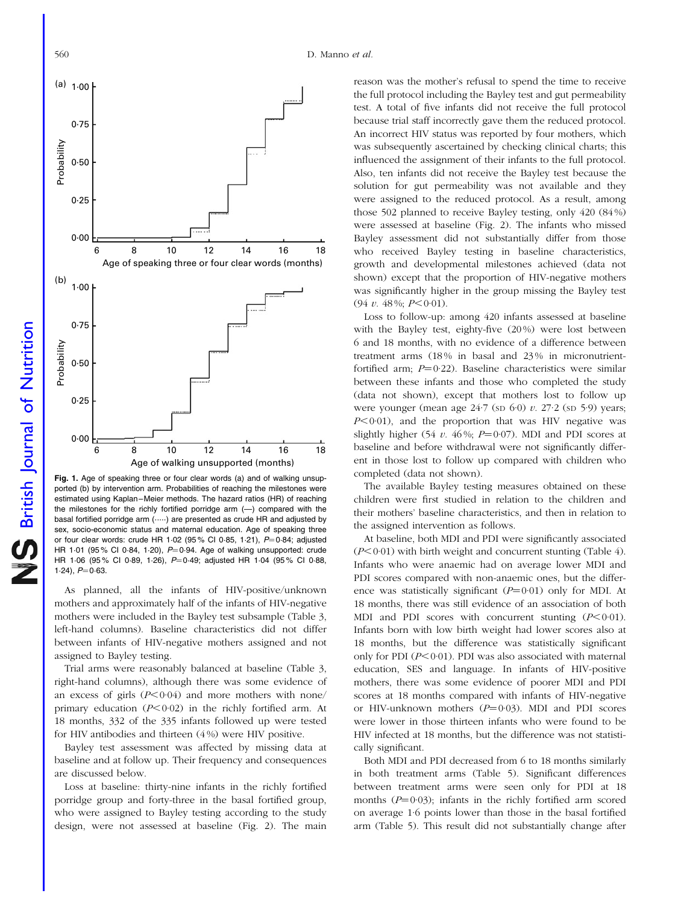Fig. 1. Age of speaking three or four clear words (a) and of walking unsupported (b) by intervention arm. Probabilities of reaching the milestones were estimated using Kaplan–Meier methods. The hazard ratios (HR) of reaching the milestones for the richly fortified porridge arm (—) compared with the basal fortified porridge arm (·····) are presented as crude HR and adjusted by sex, socio-economic status and maternal education. Age of speaking three or four clear words: crude HR 1·02 (95 % CI 0·85, 1·21), $P$ = 0·84; adjusted HR 1·01 (95 % CI 0·84, 1·20), $P$ = 0·94. Age of walking unsupported: crude HR 1·06 (95 % CI 0·89, 1·26), $P$ = 0·49; adjusted HR 1·04 (95 % CI 0·88, 1·24), $P$ = 0·63.

As planned, all the infants of HIV-positive/unknown mothers and approximately half of the infants of HIV-negative mothers were included in the Bayley test subsample (Table 3, left-hand columns). Baseline characteristics did not differ between infants of HIV-negative mothers assigned and not assigned to Bayley testing.

Trial arms were reasonably balanced at baseline (Table 3, right-hand columns), although there was some evidence of an excess of girls ($P$ < 0·04) and more mothers with none/primary education ($P$ < 0·02) in the richly fortified arm. At 18 months, 332 of the 335 infants followed up were tested for HIV antibodies and thirteen (4 %) were HIV positive.

Bayley test assessment was affected by missing data at baseline and at follow up. Their frequency and consequences are discussed below.

Loss at baseline: thirty-nine infants in the richly fortified porridge group and forty-three in the basal fortified group, who were assigned to Bayley testing according to the study design, were not assessed at baseline (Fig. 2). The main reason was the mother's refusal to spend the time to receive the full protocol including the Bayley test and gut permeability test. A total of five infants did not receive the full protocol because trial staff incorrectly gave them the reduced protocol. An incorrect HIV status was reported by four mothers, which was subsequently ascertained by checking clinical charts; this influenced the assignment of their infants to the full protocol. Also, ten infants did not receive the Bayley test because the solution for gut permeability was not available and they were assigned to the reduced protocol. As a result, among those 502 planned to receive Bayley testing, only 420 (84 %) were assessed at baseline (Fig. 2). The infants who missed Bayley assessment did not substantially differ from those who received Bayley testing in baseline characteristics, growth and developmental milestones achieved (data not shown) except that the proportion of HIV-negative mothers was significantly higher in the group missing the Bayley test (94 *v.* 48 %; $P$ < 0·01).

Loss to follow-up: among 420 infants assessed at baseline with the Bayley test, eighty-five (20 %) were lost between 6 and 18 months, with no evidence of a difference between treatment arms (18 % in basal and 23 % in micronutrient-fortified arm; $P$ = 0·22). Baseline characteristics were similar between these infants and those who completed the study (data not shown), except that mothers lost to follow up were younger (mean age 24·7 (SD 6·0) *v.* 27·2 (SD 5·9) years; $P$ < 0·01), and the proportion that was HIV negative was slightly higher (54 *v.* 46 %; $P$ = 0·07). MDI and PDI scores at baseline and before withdrawal were not significantly different in those lost to follow up compared with children who completed (data not shown).

The available Bayley testing measures obtained on these children were first studied in relation to the children and their mothers' baseline characteristics, and then in relation to the assigned intervention as follows.

At baseline, both MDI and PDI were significantly associated ($P$ < 0·01) with birth weight and concurrent stunting (Table 4). Infants who were anaemic had on average lower MDI and PDI scores compared with non-anaemic ones, but the difference was statistically significant ($P$ = 0·01) only for MDI. At 18 months, there was still evidence of an association of both MDI and PDI scores with concurrent stunting ($P$ < 0·01). Infants born with low birth weight had lower scores also at 18 months, but the difference was statistically significant only for PDI ($P$ < 0·01). PDI was also associated with maternal education, SES and language. In infants of HIV-positive mothers, there was some evidence of poorer MDI and PDI scores at 18 months compared with infants of HIV-negative or HIV-unknown mothers ($P$ = 0·03). MDI and PDI scores were lower in those thirteen infants who were found to be HIV infected at 18 months, but the difference was not statistically significant.

Both MDI and PDI decreased from 6 to 18 months similarly in both treatment arms (Table 5). Significant differences between treatment arms were seen only for PDI at 18 months ($P$ = 0·03); infants in the richly fortified arm scored on average 1·6 points lower than those in the basal fortified arm (Table 5). This result did not substantially change after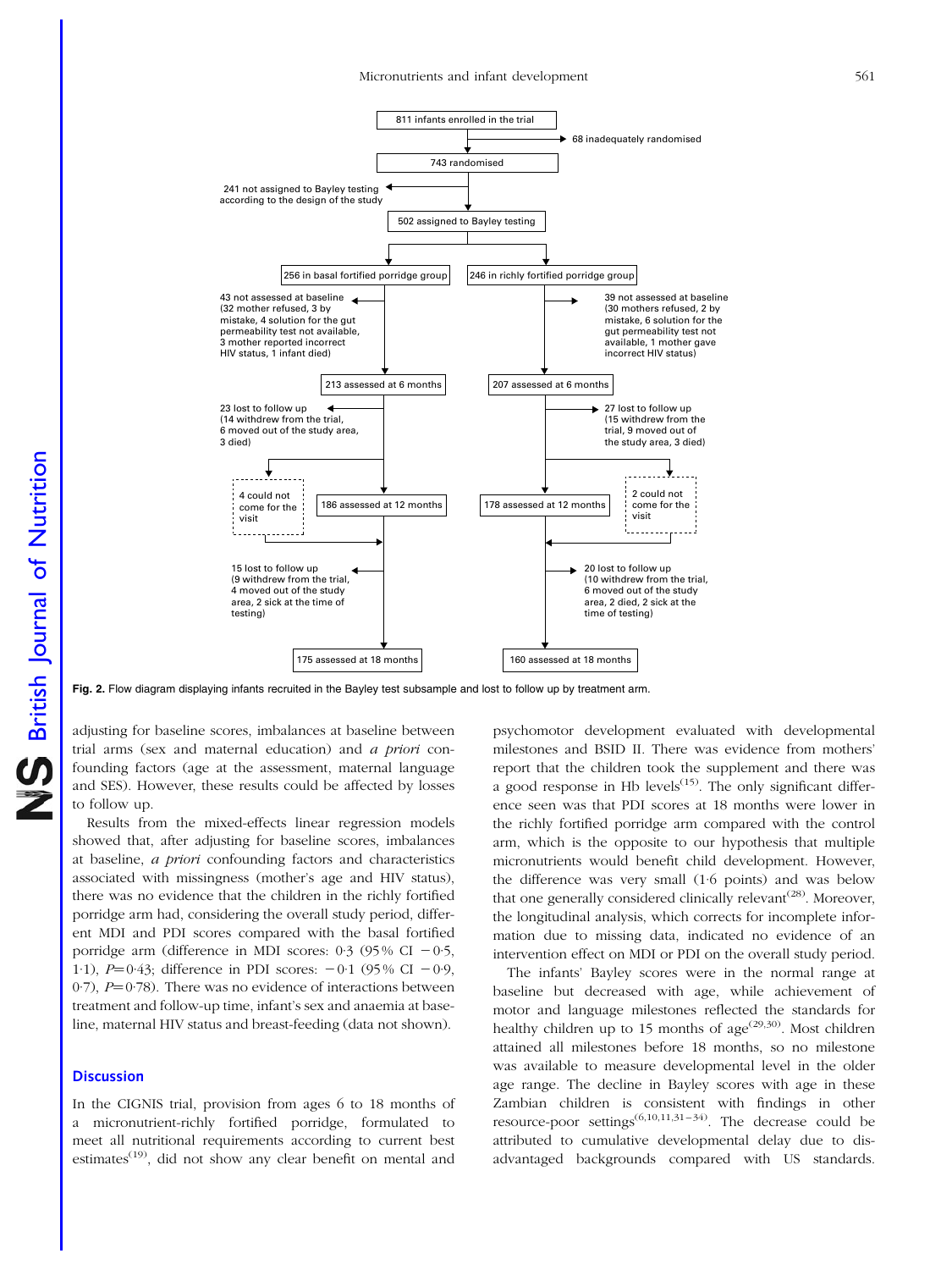811 infants enrolled in the trial

68 inadequately randomised

743 randomised

241 not assigned to Bayley testing according to the design of the study

502 assigned to Bayley testing

256 in basal fortified porridge group

246 in richly fortified porridge group

43 not assessed at baseline (32 mother refused, 3 by mistake, 4 solution for the gut permeability test not available, 3 mother reported incorrect HIV status, 1 infant died)

39 not assessed at baseline (30 mothers refused, 2 by mistake, 6 solution for the gut permeability test not available, 1 mother gave incorrect HIV status)

213 assessed at 6 months

207 assessed at 6 months

23 lost to follow up (14 withdrew from the trial, 6 moved out of the study area, 3 died)

27 lost to follow up (15 withdrew from the trial, 9 moved out of the study area, 3 died)

4 could not come for the visit

186 assessed at 12 months

178 assessed at 12 months

2 could not come for the visit

15 lost to follow up (9 withdrew from the trial, 4 moved out of the study area, 2 sick at the time of testing)

20 lost to follow up (10 withdrew from the trial, 6 moved out of the study area, 2 died, 2 sick at the time of testing)

175 assessed at 18 months

160 assessed at 18 months

**Fig. 2.** Flow diagram displaying infants recruited in the Bayley test subsample and lost to follow up by treatment arm.

adjusting for baseline scores, imbalances at baseline between trial arms (sex and maternal education) and *a priori* confounding factors (age at the assessment, maternal language and SES). However, these results could be affected by losses to follow up.

Results from the mixed-effects linear regression models showed that, after adjusting for baseline scores, imbalances at baseline, *a priori* confounding factors and characteristics associated with missingness (mother's age and HIV status), there was no evidence that the children in the richly fortified porridge arm had, considering the overall study period, different MDI and PDI scores compared with the basal fortified porridge arm (difference in MDI scores: 0·3 (95% CI −0·5, 1·1), $P=0·43$; difference in PDI scores: −0·1 (95% CI −0·9, 0·7), $P=0·78$). There was no evidence of interactions between treatment and follow-up time, infant's sex and anaemia at baseline, maternal HIV status and breast-feeding (data not shown).

## Discussion

In the CIGNIS trial, provision from ages 6 to 18 months of a micronutrient-richly fortified porridge, formulated to meet all nutritional requirements according to current best estimates[19], did not show any clear benefit on mental and psychomotor development evaluated with developmental milestones and BSID II. There was evidence from mothers' report that the children took the supplement and there was a good response in Hb levels[15]. The only significant difference seen was that PDI scores at 18 months were lower in the richly fortified porridge arm compared with the control arm, which is the opposite to our hypothesis that multiple micronutrients would benefit child development. However, the difference was very small (1·6 points) and was below that one generally considered clinically relevant[28]. Moreover, the longitudinal analysis, which corrects for incomplete information due to missing data, indicated no evidence of an intervention effect on MDI or PDI on the overall study period.

The infants' Bayley scores were in the normal range at baseline but decreased with age, while achievement of motor and language milestones reflected the standards for healthy children up to 15 months of age[29,30]. Most children attained all milestones before 18 months, so no milestone was available to measure developmental level in the older age range. The decline in Bayley scores with age in these Zambian children is consistent with findings in other resource-poor settings[6,10,11,31–34]. The decrease could be attributed to cumulative developmental delay due to disadvantaged backgrounds compared with US standards.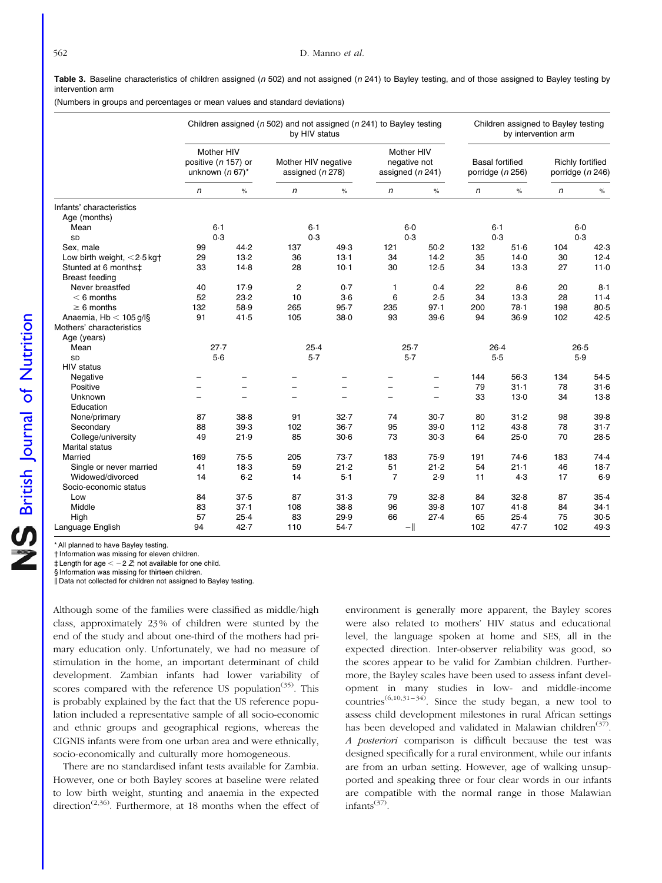**Table 3.** Baseline characteristics of children assigned (*n* 502) and not assigned (*n* 241) to Bayley testing, and of those assigned to Bayley testing by intervention arm

(Numbers in groups and percentages or mean values and standard deviations)

| | Children assigned (*n* 502) and not assigned (*n* 241) to Bayley testing by HIV status | | | | | | Children assigned to Bayley testing by intervention arm | | | |
|---|---|---|---|---|---|---|---|---|---|---|
| | Mother HIV positive (*n* 157) or unknown (*n* 67)* | | Mother HIV negative assigned (*n* 278) | | Mother HIV negative not assigned (*n* 241) | | Basal fortified porridge (*n* 256) | | Richly fortified porridge (*n* 246) | |
| | *n* | % | *n* | % | *n* | % | *n* | % | *n* | % |
| Infants' characteristics | | | | | | | | | | |
| Age (months) | | | | | | | | | | |
| Mean | 6·1 | | 6·1 | | 6·0 | | 6·1 | | 6·0 | |
| SD | 0·3 | | 0·3 | | 0·3 | | 0·3 | | 0·3 | |
| Sex, male | 99 | 44·2 | 137 | 49·3 | 121 | 50·2 | 132 | 51·6 | 104 | 42·3 |
| Low birth weight, <2·5 kg† | 29 | 13·2 | 36 | 13·1 | 34 | 14·2 | 35 | 14·0 | 30 | 12·4 |
| Stunted at 6 months‡ | 33 | 14·8 | 28 | 10·1 | 30 | 12·5 | 34 | 13·3 | 27 | 11·0 |
| Breast feeding | | | | | | | | | | |
| Never breastfed | 40 | 17·9 | 2 | 0·7 | 1 | 0·4 | 22 | 8·6 | 20 | 8·1 |
| < 6 months | 52 | 23·2 | 10 | 3·6 | 6 | 2·5 | 34 | 13·3 | 28 | 11·4 |
| ≥ 6 months | 132 | 58·9 | 265 | 95·7 | 235 | 97·1 | 200 | 78·1 | 198 | 80·5 |
| Anaemia, Hb < 105 g/l§ | 91 | 41·5 | 105 | 38·0 | 93 | 39·6 | 94 | 36·9 | 102 | 42·5 |
| Mothers' characteristics | | | | | | | | | | |
| Age (years) | | | | | | | | | | |
| Mean | 27·7 | | 25·4 | | 25·7 | | 26·4 | | 26·5 | |
| SD | 5·6 | | 5·7 | | 5·7 | | 5·5 | | 5·9 | |
| HIV status | | | | | | | | | | |
| Negative | – | – | – | – | – | – | 144 | 56·3 | 134 | 54·5 |
| Positive | – | – | – | – | – | – | 79 | 31·1 | 78 | 31·6 |
| Unknown | – | – | – | – | – | – | 33 | 13·0 | 34 | 13·8 |
| Education | | | | | | | | | | |
| None/primary | 87 | 38·8 | 91 | 32·7 | 74 | 30·7 | 80 | 31·2 | 98 | 39·8 |
| Secondary | 88 | 39·3 | 102 | 36·7 | 95 | 39·0 | 112 | 43·8 | 78 | 31·7 |
| College/university | 49 | 21·9 | 85 | 30·6 | 73 | 30·3 | 64 | 25·0 | 70 | 28·5 |
| Marital status | | | | | | | | | | |
| Married | 169 | 75·5 | 205 | 73·7 | 183 | 75·9 | 191 | 74·6 | 183 | 74·4 |
| Single or never married | 41 | 18·3 | 59 | 21·2 | 51 | 21·2 | 54 | 21·1 | 46 | 18·7 |
| Widowed/divorced | 14 | 6·2 | 14 | 5·1 | 7 | 2·9 | 11 | 4·3 | 17 | 6·9 |
| Socio-economic status | | | | | | | | | | |
| Low | 84 | 37·5 | 87 | 31·3 | 79 | 32·8 | 84 | 32·8 | 87 | 35·4 |
| Middle | 83 | 37·1 | 108 | 38·8 | 96 | 39·8 | 107 | 41·8 | 84 | 34·1 |
| High | 57 | 25·4 | 83 | 29·9 | 66 | 27·4 | 65 | 25·4 | 75 | 30·5 |
| Language English | 94 | 42·7 | 110 | 54·7 | –‖ | | 102 | 47·7 | 102 | 49·3 |

\* All planned to have Bayley testing.
† Information was missing for eleven children.
‡ Length for age < −2 *Z*; not available for one child.
§ Information was missing for thirteen children.
‖ Data not collected for children not assigned to Bayley testing.

Although some of the families were classified as middle/high class, approximately 23 % of children were stunted by the end of the study and about one-third of the mothers had primary education only. Unfortunately, we had no measure of stimulation in the home, an important determinant of child development. Zambian infants had lower variability of scores compared with the reference US population[35]. This is probably explained by the fact that the US reference population included a representative sample of all socio-economic and ethnic groups and geographical regions, whereas the CIGNIS infants were from one urban area and were ethnically, socio-economically and culturally more homogeneous.

There are no standardised infant tests available for Zambia. However, one or both Bayley scores at baseline were related to low birth weight, stunting and anaemia in the expected direction[2,36]. Furthermore, at 18 months when the effect of environment is generally more apparent, the Bayley scores were also related to mothers' HIV status and educational level, the language spoken at home and SES, all in the expected direction. Inter-observer reliability was good, so the scores appear to be valid for Zambian children. Furthermore, the Bayley scales have been used to assess infant development in many studies in low- and middle-income countries[6,10,31–34]. Since the study began, a new tool to assess child development milestones in rural African settings has been developed and validated in Malawian children[37]. *A posteriori* comparison is difficult because the test was designed specifically for a rural environment, while our infants are from an urban setting. However, age of walking unsupported and speaking three or four clear words in our infants are compatible with the normal range in those Malawian infants[37].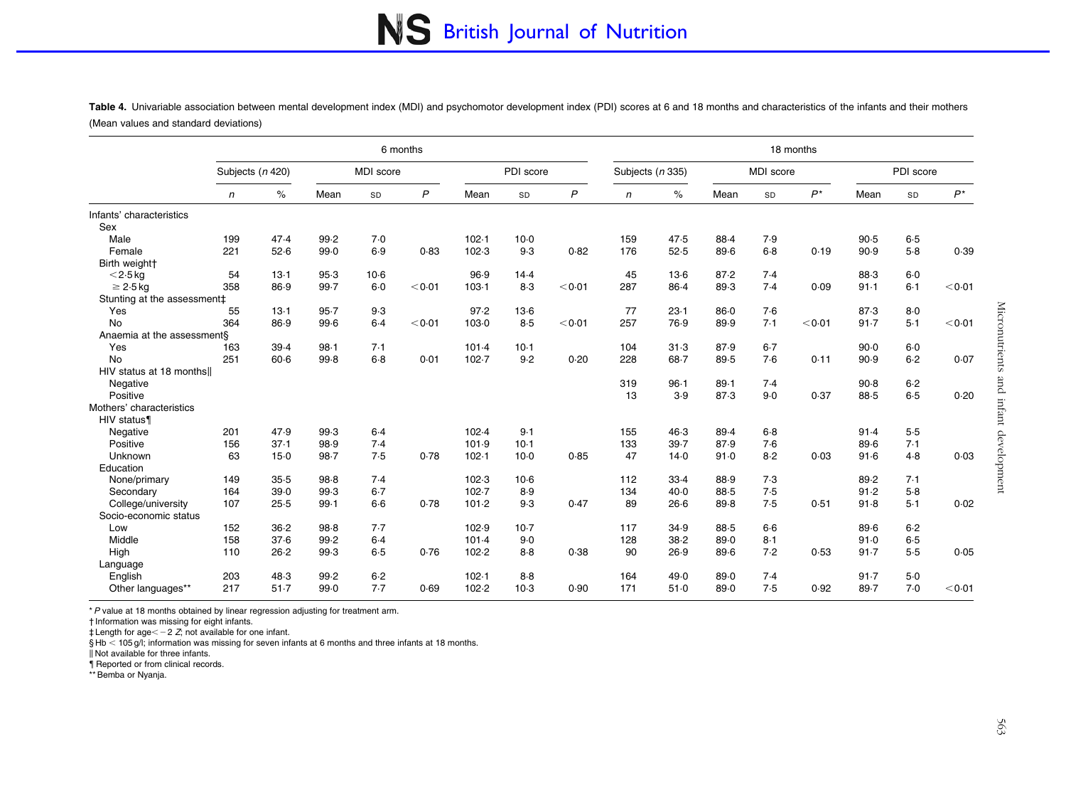**Table 4.** Univariable association between mental development index (MDI) and psychomotor development index (PDI) scores at 6 and 18 months and characteristics of the infants and their mothers

(Mean values and standard deviations)

| | 6 months | | | | | | | | 18 months | | | | | | | |
|---|---|---|---|---|---|---|---|---|---|---|---|---|---|---|---|---|
| | Subjects (*n* 420) | | MDI score | | | PDI score | | | Subjects (*n* 335) | | MDI score | | | PDI score | | |
| | *n* | % | Mean | SD | *P* | Mean | SD | *P* | *n* | % | Mean | SD | *P** | Mean | SD | *P** |
| Infants' characteristics | | | | | | | | | | | | | | | | |
| Sex | | | | | | | | | | | | | | | | |
| Male | 199 | 47·4 | 99·2 | 7·0 | | 102·1 | 10·0 | | 159 | 47·5 | 88·4 | 7·9 | | 90·5 | 6·5 | |
| Female | 221 | 52·6 | 99·0 | 6·9 | 0·83 | 102·3 | 9·3 | 0·82 | 176 | 52·5 | 89·6 | 6·8 | 0·19 | 90·9 | 5·8 | 0·39 |
| Birth weight† | | | | | | | | | | | | | | | | |
| < 2·5 kg | 54 | 13·1 | 95·3 | 10·6 | | 96·9 | 14·4 | | 45 | 13·6 | 87·2 | 7·4 | | 88·3 | 6·0 | |
| ≥ 2·5 kg | 358 | 86·9 | 99·7 | 6·0 | < 0·01 | 103·1 | 8·3 | < 0·01 | 287 | 86·4 | 89·3 | 7·4 | 0·09 | 91·1 | 6·1 | < 0·01 |
| Stunting at the assessment‡ | | | | | | | | | | | | | | | | |
| Yes | 55 | 13·1 | 95·7 | 9·3 | | 97·2 | 13·6 | | 77 | 23·1 | 86·0 | 7·6 | | 87·3 | 8·0 | |
| No | 364 | 86·9 | 99·6 | 6·4 | < 0·01 | 103·0 | 8·5 | < 0·01 | 257 | 76·9 | 89·9 | 7·1 | < 0·01 | 91·7 | 5·1 | < 0·01 |
| Anaemia at the assessment§ | | | | | | | | | | | | | | | | |
| Yes | 163 | 39·4 | 98·1 | 7·1 | | 101·4 | 10·1 | | 104 | 31·3 | 87·9 | 6·7 | | 90·0 | 6·0 | |
| No | 251 | 60·6 | 99·8 | 6·8 | 0·01 | 102·7 | 9·2 | 0·20 | 228 | 68·7 | 89·5 | 7·6 | 0·11 | 90·9 | 6·2 | 0·07 |
| HIV status at 18 months‖ | | | | | | | | | | | | | | | | |
| Negative | | | | | | | | | 319 | 96·1 | 89·1 | 7·4 | | 90·8 | 6·2 | |
| Positive | | | | | | | | | 13 | 3·9 | 87·3 | 9·0 | 0·37 | 88·5 | 6·5 | 0·20 |
| Mothers' characteristics | | | | | | | | | | | | | | | | |
| HIV status¶ | | | | | | | | | | | | | | | | |
| Negative | 201 | 47·9 | 99·3 | 6·4 | | 102·4 | 9·1 | | 155 | 46·3 | 89·4 | 6·8 | | 91·4 | 5·5 | |
| Positive | 156 | 37·1 | 98·9 | 7·4 | | 101·9 | 10·1 | | 133 | 39·7 | 87·9 | 7·6 | | 89·6 | 7·1 | |
| Unknown | 63 | 15·0 | 98·7 | 7·5 | 0·78 | 102·1 | 10·0 | 0·85 | 47 | 14·0 | 91·0 | 8·2 | 0·03 | 91·6 | 4·8 | 0·03 |
| Education | | | | | | | | | | | | | | | | |
| None/primary | 149 | 35·5 | 98·8 | 7·4 | | 102·3 | 10·6 | | 112 | 33·4 | 88·9 | 7·3 | | 89·2 | 7·1 | |
| Secondary | 164 | 39·0 | 99·3 | 6·7 | | 102·7 | 8·9 | | 134 | 40·0 | 88·5 | 7·5 | | 91·2 | 5·8 | |
| College/university | 107 | 25·5 | 99·1 | 6·6 | 0·78 | 101·2 | 9·3 | 0·47 | 89 | 26·6 | 89·8 | 7·5 | 0·51 | 91·8 | 5·1 | 0·02 |
| Socio-economic status | | | | | | | | | | | | | | | | |
| Low | 152 | 36·2 | 98·8 | 7·7 | | 102·9 | 10·7 | | 117 | 34·9 | 88·5 | 6·6 | | 89·6 | 6·2 | |
| Middle | 158 | 37·6 | 99·2 | 6·4 | | 101·4 | 9·0 | | 128 | 38·2 | 89·0 | 8·1 | | 91·0 | 6·5 | |
| High | 110 | 26·2 | 99·3 | 6·5 | 0·76 | 102·2 | 8·8 | 0·38 | 90 | 26·9 | 89·6 | 7·2 | 0·53 | 91·7 | 5·5 | 0·05 |
| Language | | | | | | | | | | | | | | | | |
| English | 203 | 48·3 | 99·2 | 6·2 | | 102·1 | 8·8 | | 164 | 49·0 | 89·0 | 7·4 | | 91·7 | 5·0 | |
| Other languages** | 217 | 51·7 | 99·0 | 7·7 | 0·69 | 102·2 | 10·3 | 0·90 | 171 | 51·0 | 89·0 | 7·5 | 0·92 | 89·7 | 7·0 | < 0·01 |

\* *P* value at 18 months obtained by linear regression adjusting for treatment arm.

† Information was missing for eight infants.

‡ Length for age < −2 *Z*; not available for one infant.

§ Hb < 105 g/l; information was missing for seven infants at 6 months and three infants at 18 months.

‖ Not available for three infants.

¶ Reported or from clinical records.

\*\* Bemba or Nyanja.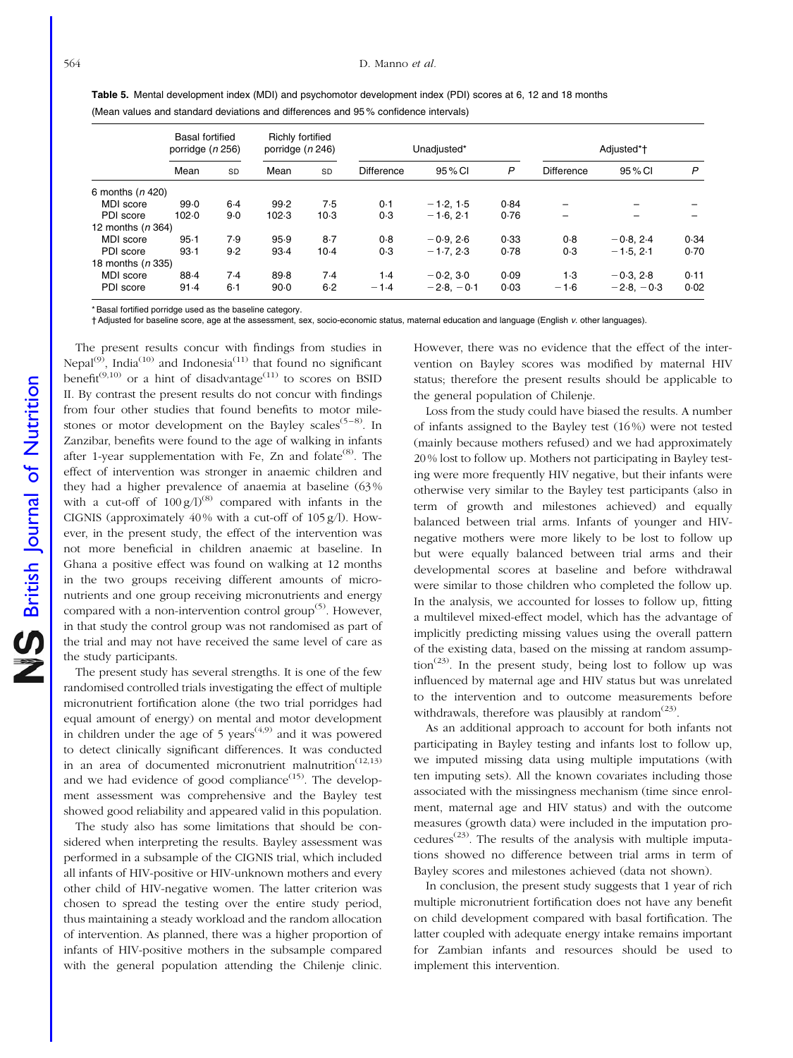**Table 5.** Mental development index (MDI) and psychomotor development index (PDI) scores at 6, 12 and 18 months
(Mean values and standard deviations and differences and 95 % confidence intervals)

| | Basal fortified porridge (*n* 256) | | Richly fortified porridge (*n* 246) | | Unadjusted* | | | Adjusted*† | | |
|---|---|---|---|---|---|---|---|---|---|---|
| | Mean | SD | Mean | SD | Difference | 95 % CI | *P* | Difference | 95 % CI | *P* |
| 6 months (*n* 420) | | | | | | | | | | |
| MDI score | 99·0 | 6·4 | 99·2 | 7·5 | 0·1 | − 1·2, 1·5 | 0·84 | – | – | – |
| PDI score | 102·0 | 9·0 | 102·3 | 10·3 | 0·3 | − 1·6, 2·1 | 0·76 | – | – | – |
| 12 months (*n* 364) | | | | | | | | | | |
| MDI score | 95·1 | 7·9 | 95·9 | 8·7 | 0·8 | − 0·9, 2·6 | 0·33 | 0·8 | − 0·8, 2·4 | 0·34 |
| PDI score | 93·1 | 9·2 | 93·4 | 10·4 | 0·3 | − 1·7, 2·3 | 0·78 | 0·3 | − 1·5, 2·1 | 0·70 |
| 18 months (*n* 335) | | | | | | | | | | |
| MDI score | 88·4 | 7·4 | 89·8 | 7·4 | 1·4 | − 0·2, 3·0 | 0·09 | 1·3 | − 0·3, 2·8 | 0·11 |
| PDI score | 91·4 | 6·1 | 90·0 | 6·2 | − 1·4 | − 2·8, − 0·1 | 0·03 | − 1·6 | − 2·8, − 0·3 | 0·02 |

\* Basal fortified porridge used as the baseline category.
† Adjusted for baseline score, age at the assessment, sex, socio-economic status, maternal education and language (English *v.* other languages).

The present results concur with findings from studies in Nepal[9], India[10] and Indonesia[11] that found no significant benefit[9,10] or a hint of disadvantage[11] to scores on BSID II. By contrast the present results do not concur with findings from four other studies that found benefits to motor milestones or motor development on the Bayley scales[5–8]. In Zanzibar, benefits were found to the age of walking in infants after 1-year supplementation with Fe, Zn and folate[8]. The effect of intervention was stronger in anaemic children and they had a higher prevalence of anaemia at baseline (63 % with a cut-off of 100 g/l)[8] compared with infants in the CIGNIS (approximately 40 % with a cut-off of 105 g/l). However, in the present study, the effect of the intervention was not more beneficial in children anaemic at baseline. In Ghana a positive effect was found on walking at 12 months in the two groups receiving different amounts of micronutrients and one group receiving micronutrients and energy compared with a non-intervention control group[5]. However, in that study the control group was not randomised as part of the trial and may not have received the same level of care as the study participants.

The present study has several strengths. It is one of the few randomised controlled trials investigating the effect of multiple micronutrient fortification alone (the two trial porridges had equal amount of energy) on mental and motor development in children under the age of 5 years[4,9] and it was powered to detect clinically significant differences. It was conducted in an area of documented micronutrient malnutrition[12,13] and we had evidence of good compliance[15]. The development assessment was comprehensive and the Bayley test showed good reliability and appeared valid in this population.

The study also has some limitations that should be considered when interpreting the results. Bayley assessment was performed in a subsample of the CIGNIS trial, which included all infants of HIV-positive or HIV-unknown mothers and every other child of HIV-negative women. The latter criterion was chosen to spread the testing over the entire study period, thus maintaining a steady workload and the random allocation of intervention. As planned, there was a higher proportion of infants of HIV-positive mothers in the subsample compared with the general population attending the Chilenje clinic. However, there was no evidence that the effect of the intervention on Bayley scores was modified by maternal HIV status; therefore the present results should be applicable to the general population of Chilenje.

Loss from the study could have biased the results. A number of infants assigned to the Bayley test (16 %) were not tested (mainly because mothers refused) and we had approximately 20 % lost to follow up. Mothers not participating in Bayley testing were more frequently HIV negative, but their infants were otherwise very similar to the Bayley test participants (also in term of growth and milestones achieved) and equally balanced between trial arms. Infants of younger and HIV-negative mothers were more likely to be lost to follow up but were equally balanced between trial arms and their developmental scores at baseline and before withdrawal were similar to those children who completed the follow up. In the analysis, we accounted for losses to follow up, fitting a multilevel mixed-effect model, which has the advantage of implicitly predicting missing values using the overall pattern of the existing data, based on the missing at random assumption[23]. In the present study, being lost to follow up was influenced by maternal age and HIV status but was unrelated to the intervention and to outcome measurements before withdrawals, therefore was plausibly at random[23].

As an additional approach to account for both infants not participating in Bayley testing and infants lost to follow up, we imputed missing data using multiple imputations (with ten imputing sets). All the known covariates including those associated with the missingness mechanism (time since enrolment, maternal age and HIV status) and with the outcome measures (growth data) were included in the imputation procedures[23]. The results of the analysis with multiple imputations showed no difference between trial arms in term of Bayley scores and milestones achieved (data not shown).

In conclusion, the present study suggests that 1 year of rich multiple micronutrient fortification does not have any benefit on child development compared with basal fortification. The latter coupled with adequate energy intake remains important for Zambian infants and resources should be used to implement this intervention.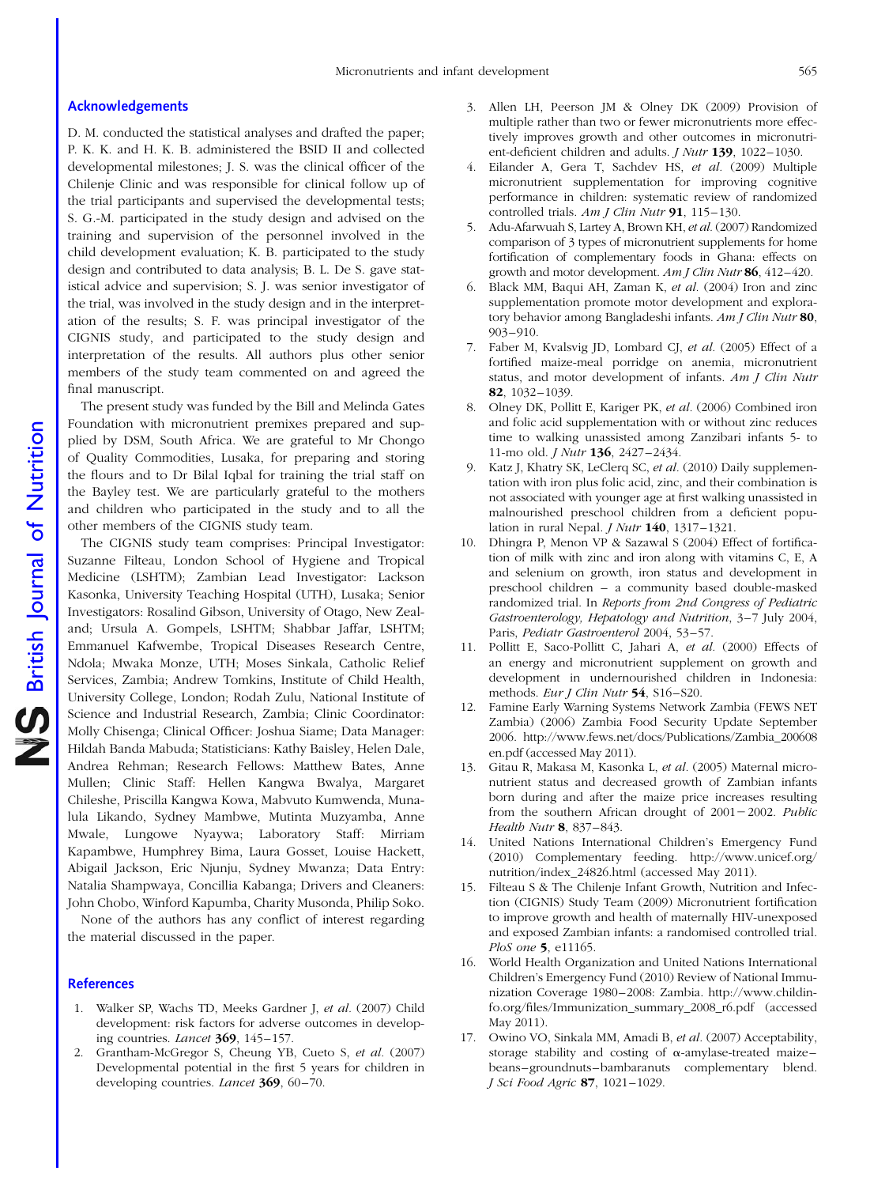## Acknowledgements

D. M. conducted the statistical analyses and drafted the paper; P. K. K. and H. K. B. administered the BSID II and collected developmental milestones; J. S. was the clinical officer of the Chilenje Clinic and was responsible for clinical follow up of the trial participants and supervised the developmental tests; S. G.-M. participated in the study design and advised on the training and supervision of the personnel involved in the child development evaluation; K. B. participated to the study design and contributed to data analysis; B. L. De S. gave statistical advice and supervision; S. J. was senior investigator of the trial, was involved in the study design and in the interpretation of the results; S. F. was principal investigator of the CIGNIS study, and participated to the study design and interpretation of the results. All authors plus other senior members of the study team commented on and agreed the final manuscript.

The present study was funded by the Bill and Melinda Gates Foundation with micronutrient premixes prepared and supplied by DSM, South Africa. We are grateful to Mr Chongo of Quality Commodities, Lusaka, for preparing and storing the flours and to Dr Bilal Iqbal for training the trial staff on the Bayley test. We are particularly grateful to the mothers and children who participated in the study and to all the other members of the CIGNIS study team.

The CIGNIS study team comprises: Principal Investigator: Suzanne Filteau, London School of Hygiene and Tropical Medicine (LSHTM); Zambian Lead Investigator: Lackson Kasonka, University Teaching Hospital (UTH), Lusaka; Senior Investigators: Rosalind Gibson, University of Otago, New Zealand; Ursula A. Gompels, LSHTM; Shabbar Jaffar, LSHTM; Emmanuel Kafwembe, Tropical Diseases Research Centre, Ndola; Mwaka Monze, UTH; Moses Sinkala, Catholic Relief Services, Zambia; Andrew Tomkins, Institute of Child Health, University College, London; Rodah Zulu, National Institute of Science and Industrial Research, Zambia; Clinic Coordinator: Molly Chisenga; Clinical Officer: Joshua Siame; Data Manager: Hildah Banda Mabuda; Statisticians: Kathy Baisley, Helen Dale, Andrea Rehman; Research Fellows: Matthew Bates, Anne Mullen; Clinic Staff: Hellen Kangwa Bwalya, Margaret Chileshe, Priscilla Kangwa Kowa, Mabvuto Kumwenda, Munalula Likando, Sydney Mambwe, Mutinta Muzyamba, Anne Mwale, Lungowe Nyaywa; Laboratory Staff: Mirriam Kapambwe, Humphrey Bima, Laura Gosset, Louise Hackett, Abigail Jackson, Eric Njunju, Sydney Mwanza; Data Entry: Natalia Shampwaya, Concillia Kabanga; Drivers and Cleaners: John Chobo, Winford Kapumba, Charity Musonda, Philip Soko.

None of the authors has any conflict of interest regarding the material discussed in the paper.

## References

1. Walker SP, Wachs TD, Meeks Gardner J, *et al.* (2007) Child development: risk factors for adverse outcomes in developing countries. *Lancet* **369**, 145–157.
2. Grantham-McGregor S, Cheung YB, Cueto S, *et al.* (2007) Developmental potential in the first 5 years for children in developing countries. *Lancet* **369**, 60–70.
3. Allen LH, Peerson JM & Olney DK (2009) Provision of multiple rather than two or fewer micronutrients more effectively improves growth and other outcomes in micronutrient-deficient children and adults. *J Nutr* **139**, 1022–1030.
4. Eilander A, Gera T, Sachdev HS, *et al.* (2009) Multiple micronutrient supplementation for improving cognitive performance in children: systematic review of randomized controlled trials. *Am J Clin Nutr* **91**, 115–130.
5. Adu-Afarwuah S, Lartey A, Brown KH, *et al.* (2007) Randomized comparison of 3 types of micronutrient supplements for home fortification of complementary foods in Ghana: effects on growth and motor development. *Am J Clin Nutr* **86**, 412–420.
6. Black MM, Baqui AH, Zaman K, *et al.* (2004) Iron and zinc supplementation promote motor development and exploratory behavior among Bangladeshi infants. *Am J Clin Nutr* **80**, 903–910.
7. Faber M, Kvalsvig JD, Lombard CJ, *et al.* (2005) Effect of a fortified maize-meal porridge on anemia, micronutrient status, and motor development of infants. *Am J Clin Nutr* **82**, 1032–1039.
8. Olney DK, Pollitt E, Kariger PK, *et al.* (2006) Combined iron and folic acid supplementation with or without zinc reduces time to walking unassisted among Zanzibari infants 5- to 11-mo old. *J Nutr* **136**, 2427–2434.
9. Katz J, Khatry SK, LeClerq SC, *et al.* (2010) Daily supplementation with iron plus folic acid, zinc, and their combination is not associated with younger age at first walking unassisted in malnourished preschool children from a deficient population in rural Nepal. *J Nutr* **140**, 1317–1321.
10. Dhingra P, Menon VP & Sazawal S (2004) Effect of fortification of milk with zinc and iron along with vitamins C, E, A and selenium on growth, iron status and development in preschool children – a community based double-masked randomized trial. In *Reports from 2nd Congress of Pediatric Gastroenterology, Hepatology and Nutrition*, 3–7 July 2004, Paris, *Pediatr Gastroenterol* 2004, 53–57.
11. Pollitt E, Saco-Pollitt C, Jahari A, *et al.* (2000) Effects of an energy and micronutrient supplement on growth and development in undernourished children in Indonesia: methods. *Eur J Clin Nutr* **54**, S16–S20.
12. Famine Early Warning Systems Network Zambia (FEWS NET Zambia) (2006) Zambia Food Security Update September 2006. http://www.fews.net/docs/Publications/Zambia_200608en.pdf (accessed May 2011).
13. Gitau R, Makasa M, Kasonka L, *et al.* (2005) Maternal micronutrient status and decreased growth of Zambian infants born during and after the maize price increases resulting from the southern African drought of 2001–2002. *Public Health Nutr* **8**, 837–843.
14. United Nations International Children's Emergency Fund (2010) Complementary feeding. http://www.unicef.org/nutrition/index_24826.html (accessed May 2011).
15. Filteau S & The Chilenje Infant Growth, Nutrition and Infection (CIGNIS) Study Team (2009) Micronutrient fortification to improve growth and health of maternally HIV-unexposed and exposed Zambian infants: a randomised controlled trial. *PloS one* **5**, e11165.
16. World Health Organization and United Nations International Children's Emergency Fund (2010) Review of National Immunization Coverage 1980–2008: Zambia. http://www.childinfo.org/files/Immunization_summary_2008_r6.pdf (accessed May 2011).
17. Owino VO, Sinkala MM, Amadi B, *et al.* (2007) Acceptability, storage stability and costing of α-amylase-treated maize–beans–groundnuts–bambaranuts complementary blend. *J Sci Food Agric* **87**, 1021–1029.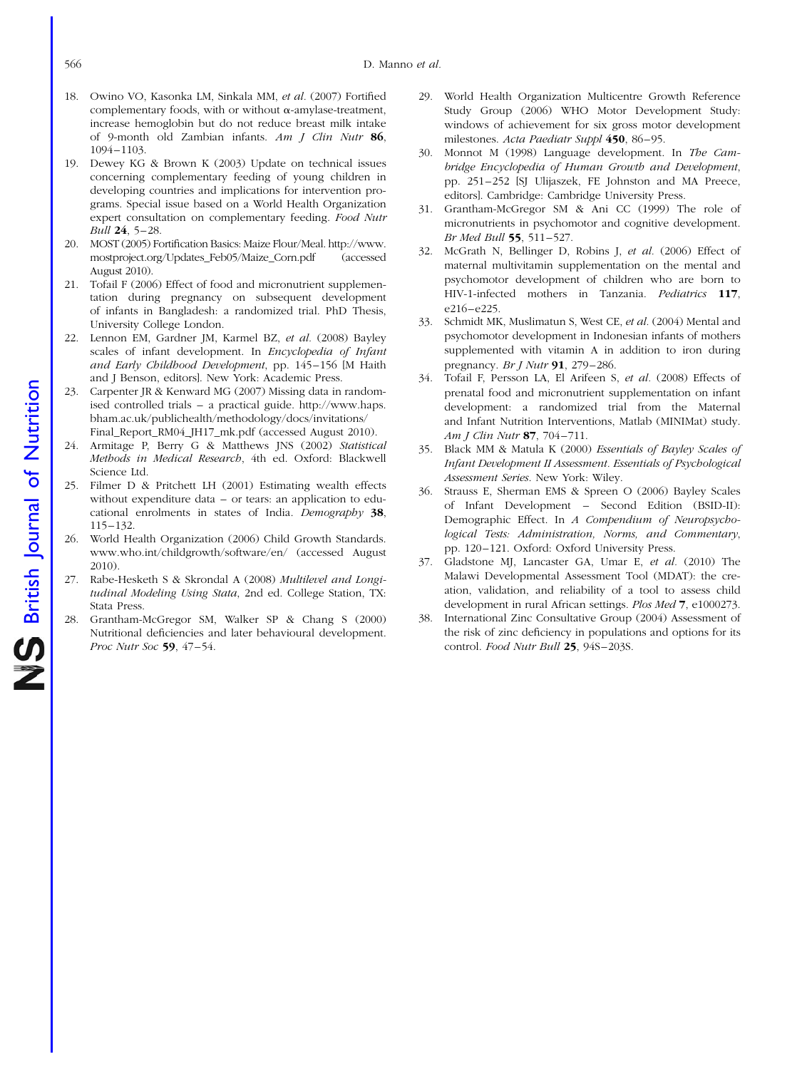18. Owino VO, Kasonka LM, Sinkala MM, *et al.* (2007) Fortified complementary foods, with or without α-amylase-treatment, increase hemoglobin but do not reduce breast milk intake of 9-month old Zambian infants. *Am J Clin Nutr* **86**, 1094–1103.
19. Dewey KG & Brown K (2003) Update on technical issues concerning complementary feeding of young children in developing countries and implications for intervention programs. Special issue based on a World Health Organization expert consultation on complementary feeding. *Food Nutr Bull* **24**, 5–28.
20. MOST (2005) Fortification Basics: Maize Flour/Meal. http://www.mostproject.org/Updates_Feb05/Maize_Corn.pdf (accessed August 2010).
21. Tofail F (2006) Effect of food and micronutrient supplementation during pregnancy on subsequent development of infants in Bangladesh: a randomized trial. PhD Thesis, University College London.
22. Lennon EM, Gardner JM, Karmel BZ, *et al.* (2008) Bayley scales of infant development. In *Encyclopedia of Infant and Early Childhood Development*, pp. 145–156 [M Haith and J Benson, editors]. New York: Academic Press.
23. Carpenter JR & Kenward MG (2007) Missing data in randomised controlled trials – a practical guide. http://www.haps.bham.ac.uk/publichealth/methodology/docs/invitations/Final_Report_RM04_JH17_mk.pdf (accessed August 2010).
24. Armitage P, Berry G & Matthews JNS (2002) *Statistical Methods in Medical Research*, 4th ed. Oxford: Blackwell Science Ltd.
25. Filmer D & Pritchett LH (2001) Estimating wealth effects without expenditure data – or tears: an application to educational enrolments in states of India. *Demography* **38**, 115–132.
26. World Health Organization (2006) Child Growth Standards. www.who.int/childgrowth/software/en/ (accessed August 2010).
27. Rabe-Hesketh S & Skrondal A (2008) *Multilevel and Longitudinal Modeling Using Stata*, 2nd ed. College Station, TX: Stata Press.
28. Grantham-McGregor SM, Walker SP & Chang S (2000) Nutritional deficiencies and later behavioural development. *Proc Nutr Soc* **59**, 47–54.
29. World Health Organization Multicentre Growth Reference Study Group (2006) WHO Motor Development Study: windows of achievement for six gross motor development milestones. *Acta Paediatr Suppl* **450**, 86–95.
30. Monnot M (1998) Language development. In *The Cambridge Encyclopedia of Human Growth and Development*, pp. 251–252 [SJ Ulijaszek, FE Johnston and MA Preece, editors]. Cambridge: Cambridge University Press.
31. Grantham-McGregor SM & Ani CC (1999) The role of micronutrients in psychomotor and cognitive development. *Br Med Bull* **55**, 511–527.
32. McGrath N, Bellinger D, Robins J, *et al.* (2006) Effect of maternal multivitamin supplementation on the mental and psychomotor development of children who are born to HIV-1-infected mothers in Tanzania. *Pediatrics* **117**, e216–e225.
33. Schmidt MK, Muslimatun S, West CE, *et al.* (2004) Mental and psychomotor development in Indonesian infants of mothers supplemented with vitamin A in addition to iron during pregnancy. *Br J Nutr* **91**, 279–286.
34. Tofail F, Persson LA, El Arifeen S, *et al.* (2008) Effects of prenatal food and micronutrient supplementation on infant development: a randomized trial from the Maternal and Infant Nutrition Interventions, Matlab (MINIMat) study. *Am J Clin Nutr* **87**, 704–711.
35. Black MM & Matula K (2000) *Essentials of Bayley Scales of Infant Development II Assessment. Essentials of Psychological Assessment Series*. New York: Wiley.
36. Strauss E, Sherman EMS & Spreen O (2006) Bayley Scales of Infant Development – Second Edition (BSID-II): Demographic Effect. In *A Compendium of Neuropsychological Tests: Administration, Norms, and Commentary*, pp. 120–121. Oxford: Oxford University Press.
37. Gladstone MJ, Lancaster GA, Umar E, *et al.* (2010) The Malawi Developmental Assessment Tool (MDAT): the creation, validation, and reliability of a tool to assess child development in rural African settings. *Plos Med* **7**, e1000273.
38. International Zinc Consultative Group (2004) Assessment of the risk of zinc deficiency in populations and options for its control. *Food Nutr Bull* **25**, 94S–203S.